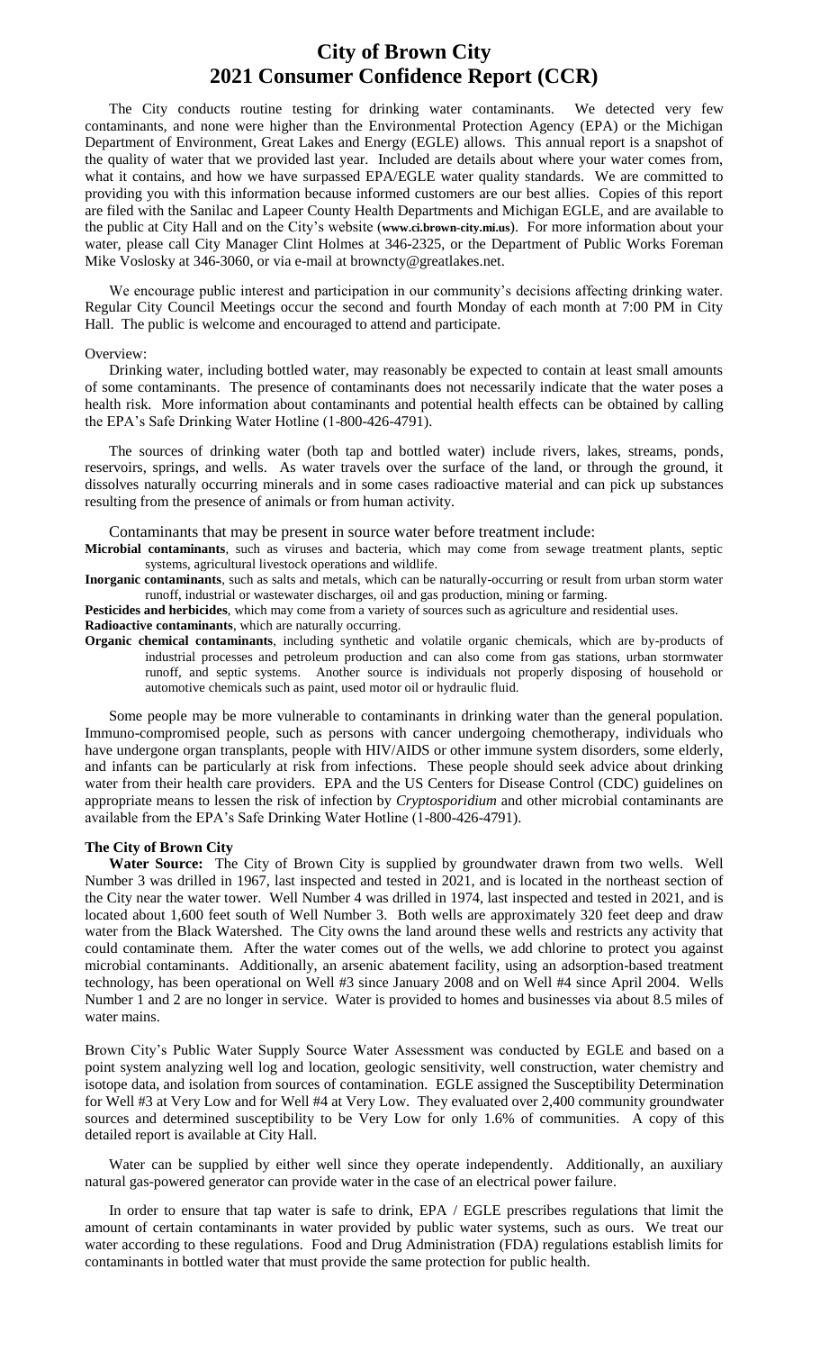# City of Brown City
# 2021 Consumer Confidence Report (CCR)

The City conducts routine testing for drinking water contaminants. We detected very few contaminants, and none were higher than the Environmental Protection Agency (EPA) or the Michigan Department of Environment, Great Lakes and Energy (EGLE) allows. This annual report is a snapshot of the quality of water that we provided last year. Included are details about where your water comes from, what it contains, and how we have surpassed EPA/EGLE water quality standards. We are committed to providing you with this information because informed customers are our best allies. Copies of this report are filed with the Sanilac and Lapeer County Health Departments and Michigan EGLE, and are available to the public at City Hall and on the City's website (**www.ci.brown-city.mi.us**). For more information about your water, please call City Manager Clint Holmes at 346-2325, or the Department of Public Works Foreman Mike Voslosky at 346-3060, or via e-mail at browncty@greatlakes.net.

We encourage public interest and participation in our community's decisions affecting drinking water. Regular City Council Meetings occur the second and fourth Monday of each month at 7:00 PM in City Hall. The public is welcome and encouraged to attend and participate.

Overview:

Drinking water, including bottled water, may reasonably be expected to contain at least small amounts of some contaminants. The presence of contaminants does not necessarily indicate that the water poses a health risk. More information about contaminants and potential health effects can be obtained by calling the EPA's Safe Drinking Water Hotline (1-800-426-4791).

The sources of drinking water (both tap and bottled water) include rivers, lakes, streams, ponds, reservoirs, springs, and wells. As water travels over the surface of the land, or through the ground, it dissolves naturally occurring minerals and in some cases radioactive material and can pick up substances resulting from the presence of animals or from human activity.

Contaminants that may be present in source water before treatment include:

**Microbial contaminants**, such as viruses and bacteria, which may come from sewage treatment plants, septic systems, agricultural livestock operations and wildlife.

**Inorganic contaminants**, such as salts and metals, which can be naturally-occurring or result from urban storm water runoff, industrial or wastewater discharges, oil and gas production, mining or farming.

**Pesticides and herbicides**, which may come from a variety of sources such as agriculture and residential uses.

**Radioactive contaminants**, which are naturally occurring.

**Organic chemical contaminants**, including synthetic and volatile organic chemicals, which are by-products of industrial processes and petroleum production and can also come from gas stations, urban stormwater runoff, and septic systems. Another source is individuals not properly disposing of household or automotive chemicals such as paint, used motor oil or hydraulic fluid.

Some people may be more vulnerable to contaminants in drinking water than the general population. Immuno-compromised people, such as persons with cancer undergoing chemotherapy, individuals who have undergone organ transplants, people with HIV/AIDS or other immune system disorders, some elderly, and infants can be particularly at risk from infections. These people should seek advice about drinking water from their health care providers. EPA and the US Centers for Disease Control (CDC) guidelines on appropriate means to lessen the risk of infection by *Cryptosporidium* and other microbial contaminants are available from the EPA's Safe Drinking Water Hotline (1-800-426-4791).

**The City of Brown City**

**Water Source:** The City of Brown City is supplied by groundwater drawn from two wells. Well Number 3 was drilled in 1967, last inspected and tested in 2021, and is located in the northeast section of the City near the water tower. Well Number 4 was drilled in 1974, last inspected and tested in 2021, and is located about 1,600 feet south of Well Number 3. Both wells are approximately 320 feet deep and draw water from the Black Watershed. The City owns the land around these wells and restricts any activity that could contaminate them. After the water comes out of the wells, we add chlorine to protect you against microbial contaminants. Additionally, an arsenic abatement facility, using an adsorption-based treatment technology, has been operational on Well #3 since January 2008 and on Well #4 since April 2004. Wells Number 1 and 2 are no longer in service. Water is provided to homes and businesses via about 8.5 miles of water mains.

Brown City's Public Water Supply Source Water Assessment was conducted by EGLE and based on a point system analyzing well log and location, geologic sensitivity, well construction, water chemistry and isotope data, and isolation from sources of contamination. EGLE assigned the Susceptibility Determination for Well #3 at Very Low and for Well #4 at Very Low. They evaluated over 2,400 community groundwater sources and determined susceptibility to be Very Low for only 1.6% of communities. A copy of this detailed report is available at City Hall.

Water can be supplied by either well since they operate independently. Additionally, an auxiliary natural gas-powered generator can provide water in the case of an electrical power failure.

In order to ensure that tap water is safe to drink, EPA / EGLE prescribes regulations that limit the amount of certain contaminants in water provided by public water systems, such as ours. We treat our water according to these regulations. Food and Drug Administration (FDA) regulations establish limits for contaminants in bottled water that must provide the same protection for public health.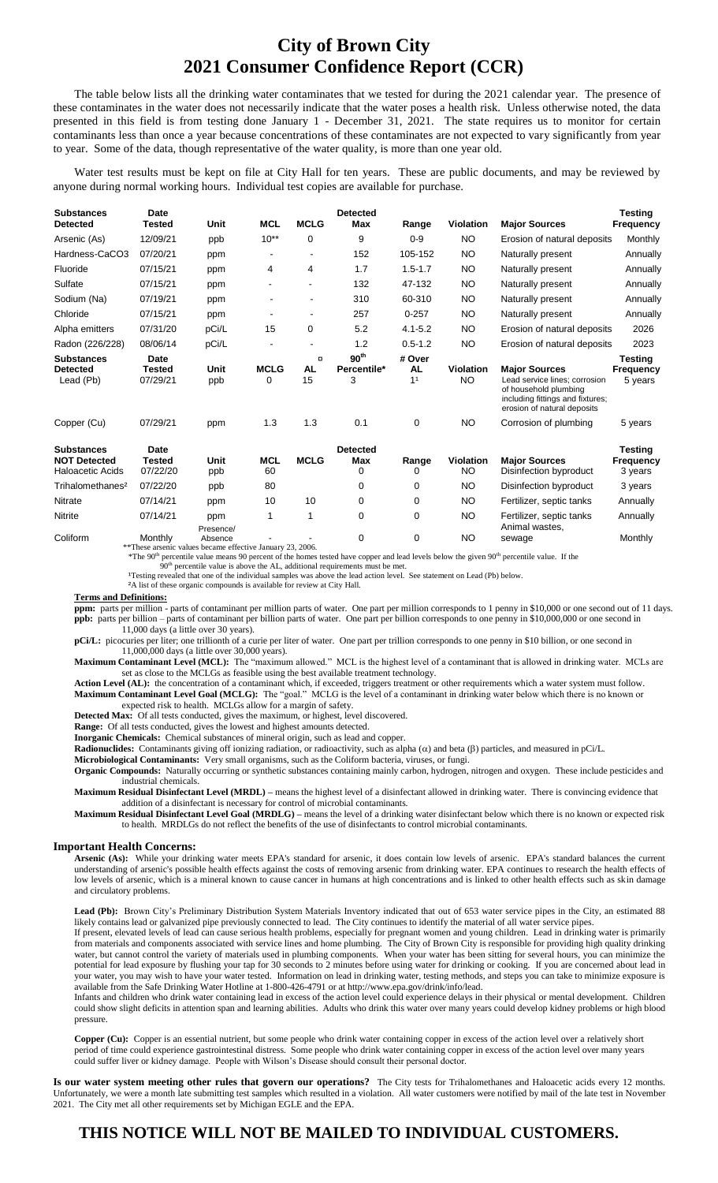# City of Brown City
# 2021 Consumer Confidence Report (CCR)

The table below lists all the drinking water contaminates that we tested for during the 2021 calendar year. The presence of these contaminates in the water does not necessarily indicate that the water poses a health risk. Unless otherwise noted, the data presented in this field is from testing done January 1 - December 31, 2021. The state requires us to monitor for certain contaminants less than once a year because concentrations of these contaminants are not expected to vary significantly from year to year. Some of the data, though representative of the water quality, is more than one year old.

Water test results must be kept on file at City Hall for ten years. These are public documents, and may be reviewed by anyone during normal working hours. Individual test copies are available for purchase.

| Substances Detected | Date Tested | Unit | MCL | MCLG | Detected Max | Range | Violation | Major Sources | Testing Frequency |
|---|---|---|---|---|---|---|---|---|---|
| Arsenic (As) | 12/09/21 | ppb | 10** | 0 | 9 | 0-9 | NO | Erosion of natural deposits | Monthly |
| Hardness-CaCO3 | 07/20/21 | ppm | - | - | 152 | 105-152 | NO | Naturally present | Annually |
| Fluoride | 07/15/21 | ppm | 4 | 4 | 1.7 | 1.5-1.7 | NO | Naturally present | Annually |
| Sulfate | 07/15/21 | ppm | - | - | 132 | 47-132 | NO | Naturally present | Annually |
| Sodium (Na) | 07/19/21 | ppm | - | - | 310 | 60-310 | NO | Naturally present | Annually |
| Chloride | 07/15/21 | ppm | - | - | 257 | 0-257 | NO | Naturally present | Annually |
| Alpha emitters | 07/31/20 | pCi/L | 15 | 0 | 5.2 | 4.1-5.2 | NO | Erosion of natural deposits | 2026 |
| Radon (226/228) | 08/06/14 | pCi/L | - | - | 1.2 | 0.5-1.2 | NO | Erosion of natural deposits | 2023 |

| Substances Detected | Date Tested | Unit | MCLG | AL | 90th Percentile* | # Over AL | Violation | Major Sources | Testing Frequency |
|---|---|---|---|---|---|---|---|---|---|
| Lead (Pb) | 07/29/21 | ppb | 0 | 15 | 3 | 1[1] | NO | Lead service lines; corrosion of household plumbing including fittings and fixtures; erosion of natural deposits | 5 years |
| Copper (Cu) | 07/29/21 | ppm | 1.3 | 1.3 | 0.1 | 0 | NO | Corrosion of plumbing | 5 years |

| Substances NOT Detected | Date Tested | Unit | MCL | MCLG | Detected Max | Range | Violation | Major Sources | Testing Frequency |
|---|---|---|---|---|---|---|---|---|---|
| Haloacetic Acids | 07/22/20 | ppb | 60 | | 0 | 0 | NO | Disinfection byproduct | 3 years |
| Trihalomethanes[2] | 07/22/20 | ppb | 80 | | 0 | 0 | NO | Disinfection byproduct | 3 years |
| Nitrate | 07/14/21 | ppm | 10 | 10 | 0 | 0 | NO | Fertilizer, septic tanks | Annually |
| Nitrite | 07/14/21 | ppm | 1 | 1 | 0 | 0 | NO | Fertilizer, septic tanks | Annually |
| Coliform | Monthly | Presence/ Absence | - | - | 0 | 0 | NO | Animal wastes, sewage | Monthly |

**These arsenic values became effective January 23, 2006.

*The 90th percentile value means 90 percent of the homes tested have copper and lead levels below the given 90th percentile value. If the 90th percentile value is above the AL, additional requirements must be met.

[1]Testing revealed that one of the individual samples was above the lead action level. See statement on Lead (Pb) below.

[2]A list of these organic compounds is available for review at City Hall.

**Terms and Definitions:**

**ppm:** parts per million - parts of contaminant per million parts of water. One part per million corresponds to 1 penny in $10,000 or one second out of 11 days.

**ppb:** parts per billion – parts of contaminant per billion parts of water. One part per billion corresponds to one penny in $10,000,000 or one second in 11,000 days (a little over 30 years).

**pCi/L:** picocuries per liter; one trillionth of a curie per liter of water. One part per trillion corresponds to one penny in $10 billion, or one second in 11,000,000 days (a little over 30,000 years).

**Maximum Contaminant Level (MCL):** The "maximum allowed." MCL is the highest level of a contaminant that is allowed in drinking water. MCLs are set as close to the MCLGs as feasible using the best available treatment technology.

**Action Level (AL):** the concentration of a contaminant which, if exceeded, triggers treatment or other requirements which a water system must follow.

**Maximum Contaminant Level Goal (MCLG):** The "goal." MCLG is the level of a contaminant in drinking water below which there is no known or expected risk to health. MCLGs allow for a margin of safety.

**Detected Max:** Of all tests conducted, gives the maximum, or highest, level discovered.

**Range:** Of all tests conducted, gives the lowest and highest amounts detected.

**Inorganic Chemicals:** Chemical substances of mineral origin, such as lead and copper.

**Radionuclides:** Contaminants giving off ionizing radiation, or radioactivity, such as alpha ($\alpha$) and beta ($\beta$) particles, and measured in pCi/L.

**Microbiological Contaminants:** Very small organisms, such as the Coliform bacteria, viruses, or fungi.

**Organic Compounds:** Naturally occurring or synthetic substances containing mainly carbon, hydrogen, nitrogen and oxygen. These include pesticides and industrial chemicals.

**Maximum Residual Disinfectant Level (MRDL)** – means the highest level of a disinfectant allowed in drinking water. There is convincing evidence that addition of a disinfectant is necessary for control of microbial contaminants.

**Maximum Residual Disinfectant Level Goal (MRDLG)** – means the level of a drinking water disinfectant below which there is no known or expected risk to health. MRDLGs do not reflect the benefits of the use of disinfectants to control microbial contaminants.

**Important Health Concerns:**

**Arsenic (As):** While your drinking water meets EPA's standard for arsenic, it does contain low levels of arsenic. EPA's standard balances the current understanding of arsenic's possible health effects against the costs of removing arsenic from drinking water. EPA continues to research the health effects of low levels of arsenic, which is a mineral known to cause cancer in humans at high concentrations and is linked to other health effects such as skin damage and circulatory problems.

**Lead (Pb):** Brown City's Preliminary Distribution System Materials Inventory indicated that out of 653 water service pipes in the City, an estimated 88 likely contains lead or galvanized pipe previously connected to lead. The City continues to identify the material of all water service pipes.

If present, elevated levels of lead can cause serious health problems, especially for pregnant women and young children. Lead in drinking water is primarily from materials and components associated with service lines and home plumbing. The City of Brown City is responsible for providing high quality drinking water, but cannot control the variety of materials used in plumbing components. When your water has been sitting for several hours, you can minimize the potential for lead exposure by flushing your tap for 30 seconds to 2 minutes before using water for drinking or cooking. If you are concerned about lead in your water, you may wish to have your water tested. Information on lead in drinking water, testing methods, and steps you can take to minimize exposure is available from the Safe Drinking Water Hotline at 1-800-426-4791 or at http://www.epa.gov/drink/info/lead.

Infants and children who drink water containing lead in excess of the action level could experience delays in their physical or mental development. Children could show slight deficits in attention span and learning abilities. Adults who drink this water over many years could develop kidney problems or high blood pressure.

**Copper (Cu):** Copper is an essential nutrient, but some people who drink water containing copper in excess of the action level over a relatively short period of time could experience gastrointestinal distress. Some people who drink water containing copper in excess of the action level over many years could suffer liver or kidney damage. People with Wilson's Disease should consult their personal doctor.

**Is our water system meeting other rules that govern our operations?** The City tests for Trihalomethanes and Haloacetic acids every 12 months. Unfortunately, we were a month late submitting test samples which resulted in a violation. All water customers were notified by mail of the late test in November 2021. The City met all other requirements set by Michigan EGLE and the EPA.

## THIS NOTICE WILL NOT BE MAILED TO INDIVIDUAL CUSTOMERS.